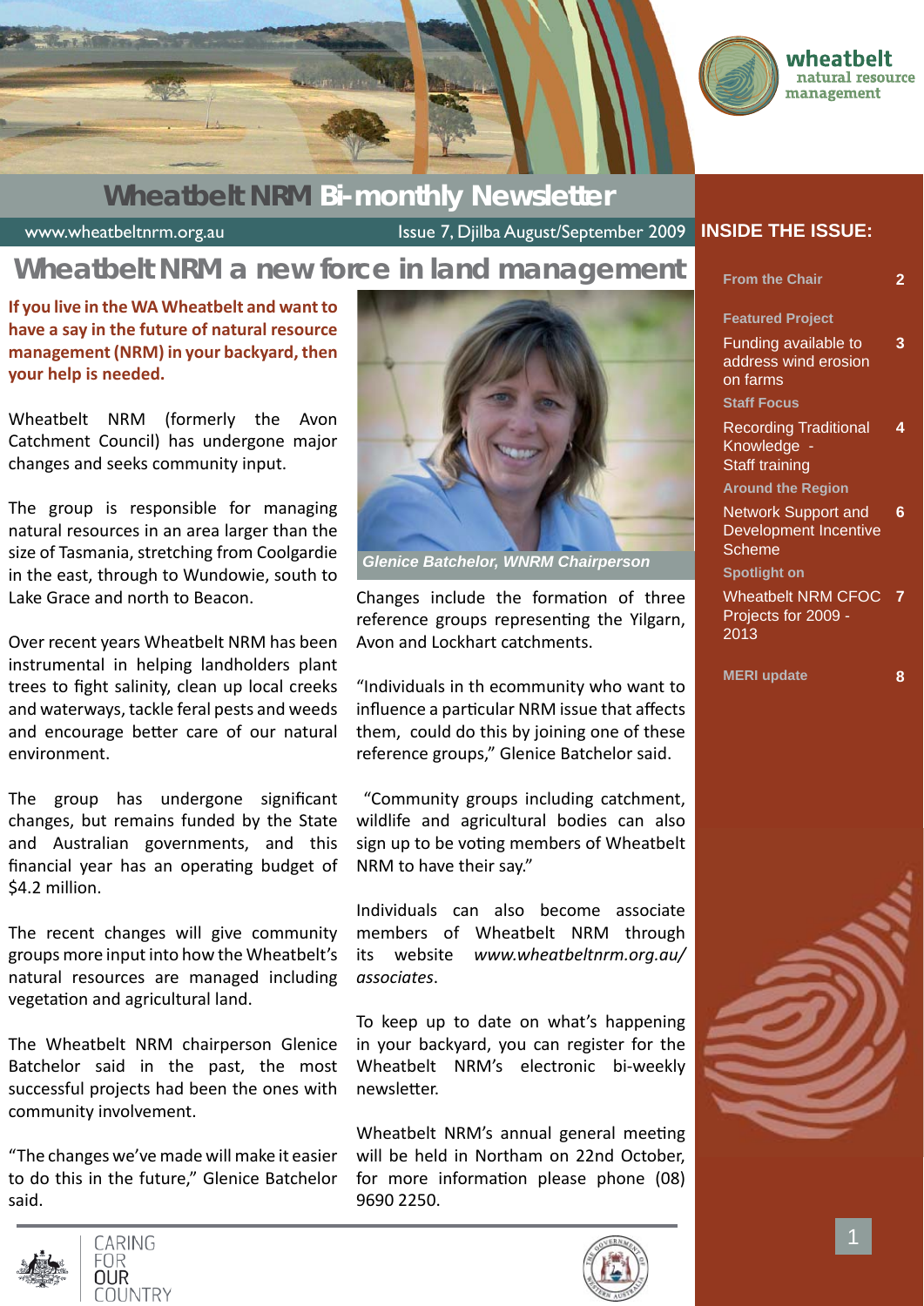# Wheatbelt NRM Bi-monthly Newsletter

www.wheatbeltnrm.org.au — Issue 7, Djilba August/September 2009

## INSIDE THE ISSUE:

- **From the Chair** — 2
- **Featured Project**
  - Funding available to address wind erosion on farms — 3
- **Staff Focus**
  - Recording Traditional Knowledge - Staff training — 4
- **Around the Region**
  - Network Support and Development Incentive Scheme — 6
- **Spotlight on**
  - Wheatbelt NRM CFOC Projects for 2009 - 2013 — 7
- **MERI update** — 8

## Wheatbelt NRM a new force in land management

**If you live in the WA Wheatbelt and want to have a say in the future of natural resource management (NRM) in your backyard, then your help is needed.**

Wheatbelt NRM (formerly the Avon Catchment Council) has undergone major changes and seeks community input.

The group is responsible for managing natural resources in an area larger than the size of Tasmania, stretching from Coolgardie in the east, through to Wundowie, south to Lake Grace and north to Beacon.

Over recent years Wheatbelt NRM has been instrumental in helping landholders plant trees to fight salinity, clean up local creeks and waterways, tackle feral pests and weeds and encourage better care of our natural environment.

The group has undergone significant changes, but remains funded by the State and Australian governments, and this financial year has an operating budget of $4.2 million.

The recent changes will give community groups more input into how the Wheatbelt's natural resources are managed including vegetation and agricultural land.

The Wheatbelt NRM chairperson Glenice Batchelor said in the past, the most successful projects had been the ones with community involvement.

"The changes we've made will make it easier to do this in the future," Glenice Batchelor said.

*Glenice Batchelor, WNRM Chairperson*

Changes include the formation of three reference groups representing the Yilgarn, Avon and Lockhart catchments.

"Individuals in th ecommunity who want to influence a particular NRM issue that affects them, could do this by joining one of these reference groups," Glenice Batchelor said.

"Community groups including catchment, wildlife and agricultural bodies can also sign up to be voting members of Wheatbelt NRM to have their say."

Individuals can also become associate members of Wheatbelt NRM through its website *www.wheatbeltnrm.org.au/associates*.

To keep up to date on what's happening in your backyard, you can register for the Wheatbelt NRM's electronic bi-weekly newsletter.

Wheatbelt NRM's annual general meeting will be held in Northam on 22nd October, for more information please phone (08) 9690 2250.

CARING FOR OUR COUNTRY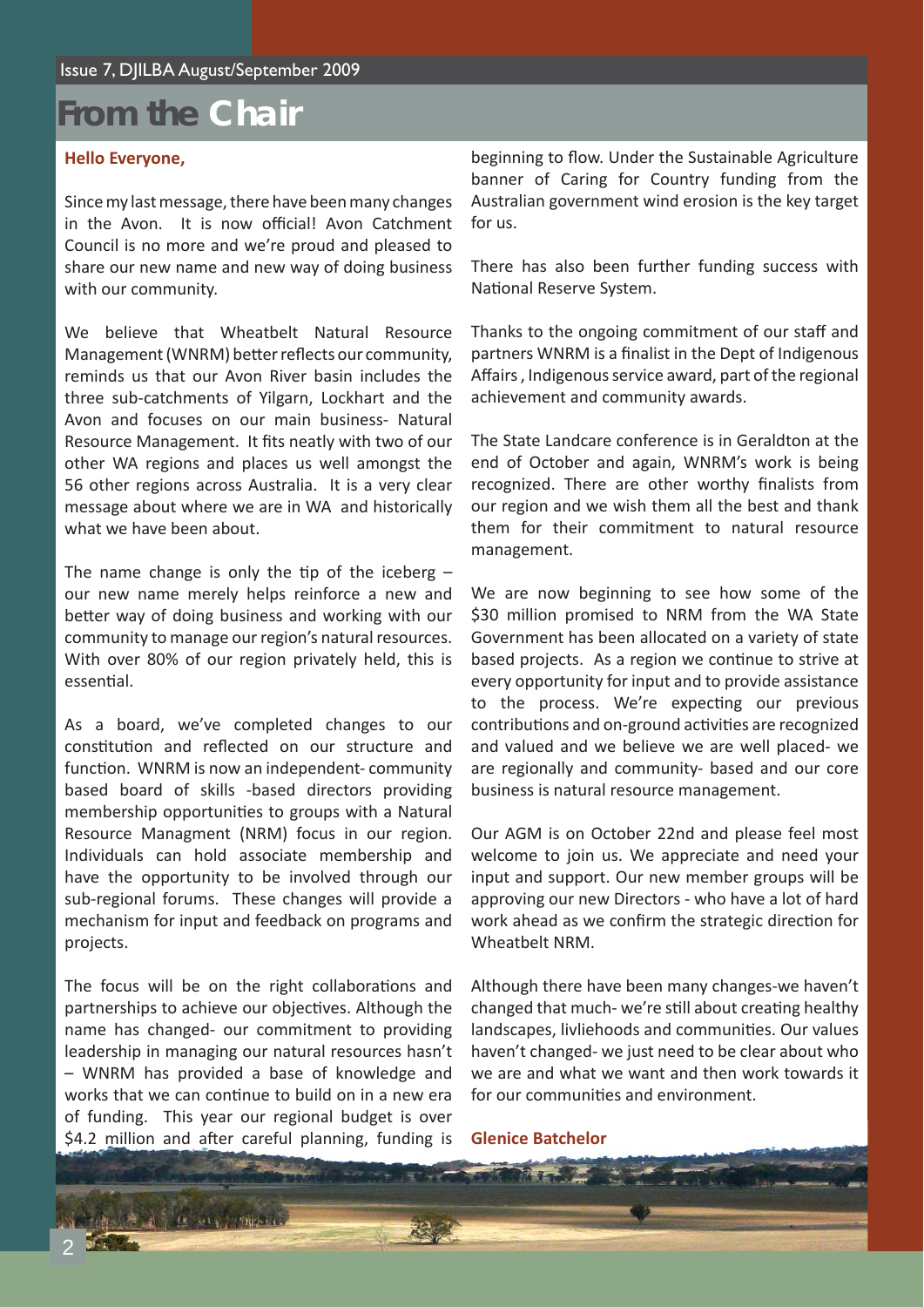# From the Chair

**Hello Everyone,**

Since my last message, there have been many changes in the Avon. It is now official! Avon Catchment Council is no more and we're proud and pleased to share our new name and new way of doing business with our community.

We believe that Wheatbelt Natural Resource Management (WNRM) better reflects our community, reminds us that our Avon River basin includes the three sub-catchments of Yilgarn, Lockhart and the Avon and focuses on our main business- Natural Resource Management. It fits neatly with two of our other WA regions and places us well amongst the 56 other regions across Australia. It is a very clear message about where we are in WA and historically what we have been about.

The name change is only the tip of the iceberg – our new name merely helps reinforce a new and better way of doing business and working with our community to manage our region's natural resources. With over 80% of our region privately held, this is essential.

As a board, we've completed changes to our constitution and reflected on our structure and function. WNRM is now an independent- community based board of skills -based directors providing membership opportunities to groups with a Natural Resource Managment (NRM) focus in our region. Individuals can hold associate membership and have the opportunity to be involved through our sub-regional forums. These changes will provide a mechanism for input and feedback on programs and projects.

The focus will be on the right collaborations and partnerships to achieve our objectives. Although the name has changed- our commitment to providing leadership in managing our natural resources hasn't – WNRM has provided a base of knowledge and works that we can continue to build on in a new era of funding. This year our regional budget is over $4.2 million and after careful planning, funding is beginning to flow. Under the Sustainable Agriculture banner of Caring for Country funding from the Australian government wind erosion is the key target for us.

There has also been further funding success with National Reserve System.

Thanks to the ongoing commitment of our staff and partners WNRM is a finalist in the Dept of Indigenous Affairs , Indigenous service award, part of the regional achievement and community awards.

The State Landcare conference is in Geraldton at the end of October and again, WNRM's work is being recognized. There are other worthy finalists from our region and we wish them all the best and thank them for their commitment to natural resource management.

We are now beginning to see how some of the $30 million promised to NRM from the WA State Government has been allocated on a variety of state based projects. As a region we continue to strive at every opportunity for input and to provide assistance to the process. We're expecting our previous contributions and on-ground activities are recognized and valued and we believe we are well placed- we are regionally and community- based and our core business is natural resource management.

Our AGM is on October 22nd and please feel most welcome to join us. We appreciate and need your input and support. Our new member groups will be approving our new Directors - who have a lot of hard work ahead as we confirm the strategic direction for Wheatbelt NRM.

Although there have been many changes-we haven't changed that much- we're still about creating healthy landscapes, livliehoods and communities. Our values haven't changed- we just need to be clear about who we are and what we want and then work towards it for our communities and environment.

**Glenice Batchelor**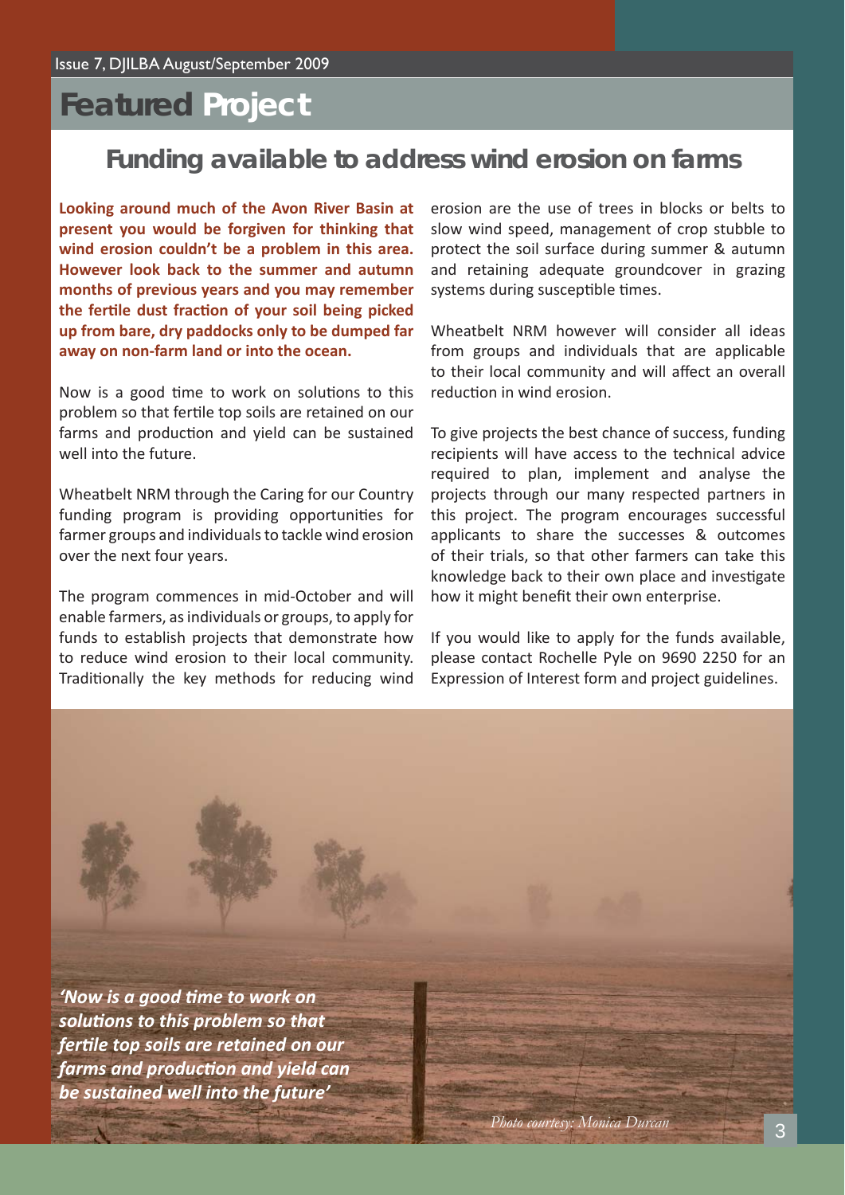# Featured Project

## Funding available to address wind erosion on farms

**Looking around much of the Avon River Basin at present you would be forgiven for thinking that wind erosion couldn't be a problem in this area. However look back to the summer and autumn months of previous years and you may remember the fertile dust fraction of your soil being picked up from bare, dry paddocks only to be dumped far away on non-farm land or into the ocean.**

Now is a good time to work on solutions to this problem so that fertile top soils are retained on our farms and production and yield can be sustained well into the future.

Wheatbelt NRM through the Caring for our Country funding program is providing opportunities for farmer groups and individuals to tackle wind erosion over the next four years.

The program commences in mid-October and will enable farmers, as individuals or groups, to apply for funds to establish projects that demonstrate how to reduce wind erosion to their local community. Traditionally the key methods for reducing wind erosion are the use of trees in blocks or belts to slow wind speed, management of crop stubble to protect the soil surface during summer & autumn and retaining adequate groundcover in grazing systems during susceptible times.

Wheatbelt NRM however will consider all ideas from groups and individuals that are applicable to their local community and will affect an overall reduction in wind erosion.

To give projects the best chance of success, funding recipients will have access to the technical advice required to plan, implement and analyse the projects through our many respected partners in this project. The program encourages successful applicants to share the successes & outcomes of their trials, so that other farmers can take this knowledge back to their own place and investigate how it might benefit their own enterprise.

If you would like to apply for the funds available, please contact Rochelle Pyle on 9690 2250 for an Expression of Interest form and project guidelines.

*'Now is a good time to work on solutions to this problem so that fertile top soils are retained on our farms and production and yield can be sustained well into the future'*

*Photo courtesy: Monica Durcan*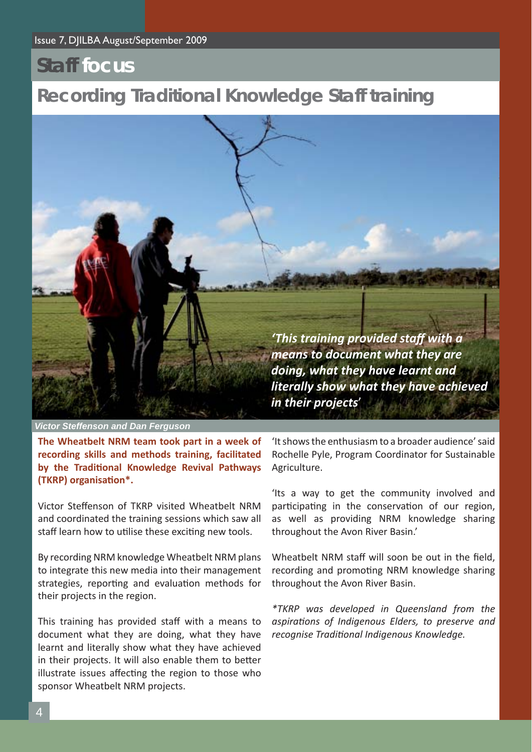## Staff focus

# Recording Traditional Knowledge Staff training

*'This training provided staff with a means to document what they are doing, what they have learnt and literally show what they have achieved in their projects'*

*Victor Steffenson and Dan Ferguson*

**The Wheatbelt NRM team took part in a week of recording skills and methods training, facilitated by the Traditional Knowledge Revival Pathways (TKRP) organisation*.**

Victor Steffenson of TKRP visited Wheatbelt NRM and coordinated the training sessions which saw all staff learn how to utilise these exciting new tools.

By recording NRM knowledge Wheatbelt NRM plans to integrate this new media into their management strategies, reporting and evaluation methods for their projects in the region.

This training has provided staff with a means to document what they are doing, what they have learnt and literally show what they have achieved in their projects. It will also enable them to better illustrate issues affecting the region to those who sponsor Wheatbelt NRM projects.

'It shows the enthusiasm to a broader audience' said Rochelle Pyle, Program Coordinator for Sustainable Agriculture.

'Its a way to get the community involved and participating in the conservation of our region, as well as providing NRM knowledge sharing throughout the Avon River Basin.'

Wheatbelt NRM staff will soon be out in the field, recording and promoting NRM knowledge sharing throughout the Avon River Basin.

*\*TKRP was developed in Queensland from the aspirations of Indigenous Elders, to preserve and recognise Traditional Indigenous Knowledge.*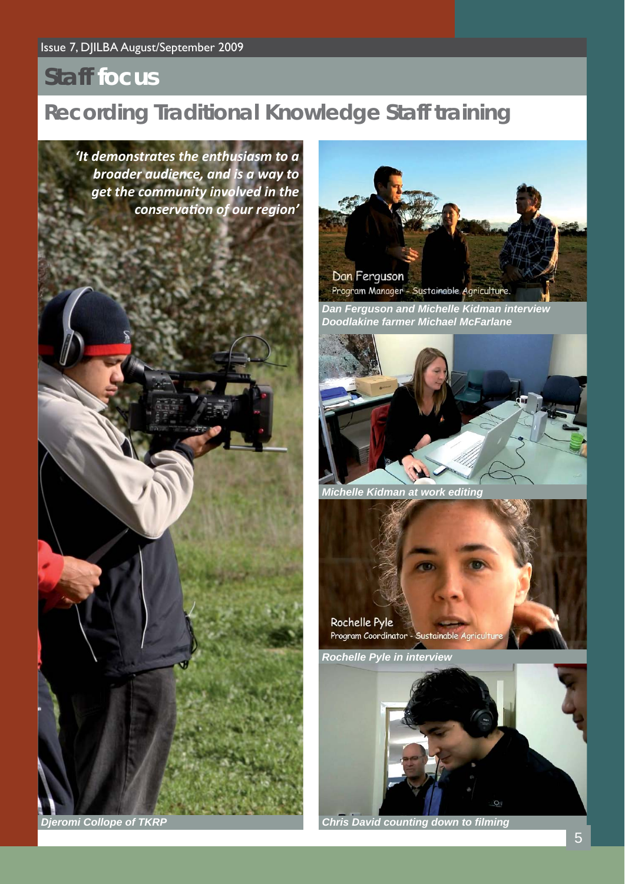# Staff focus

## Recording Traditional Knowledge Staff training

*'It demonstrates the enthusiasm to a broader audience, and is a way to get the community involved in the conservation of our region'*

*Djeromi Collope of TKRP*

Dan Ferguson
Program Manager - Sustainable Agriculture.

*Dan Ferguson and Michelle Kidman interview Doodlakine farmer Michael McFarlane*

*Michelle Kidman at work editing*

Rochelle Pyle
Program Coordinator - Sustainable Agriculture

*Rochelle Pyle in interview*

*Chris David counting down to filming*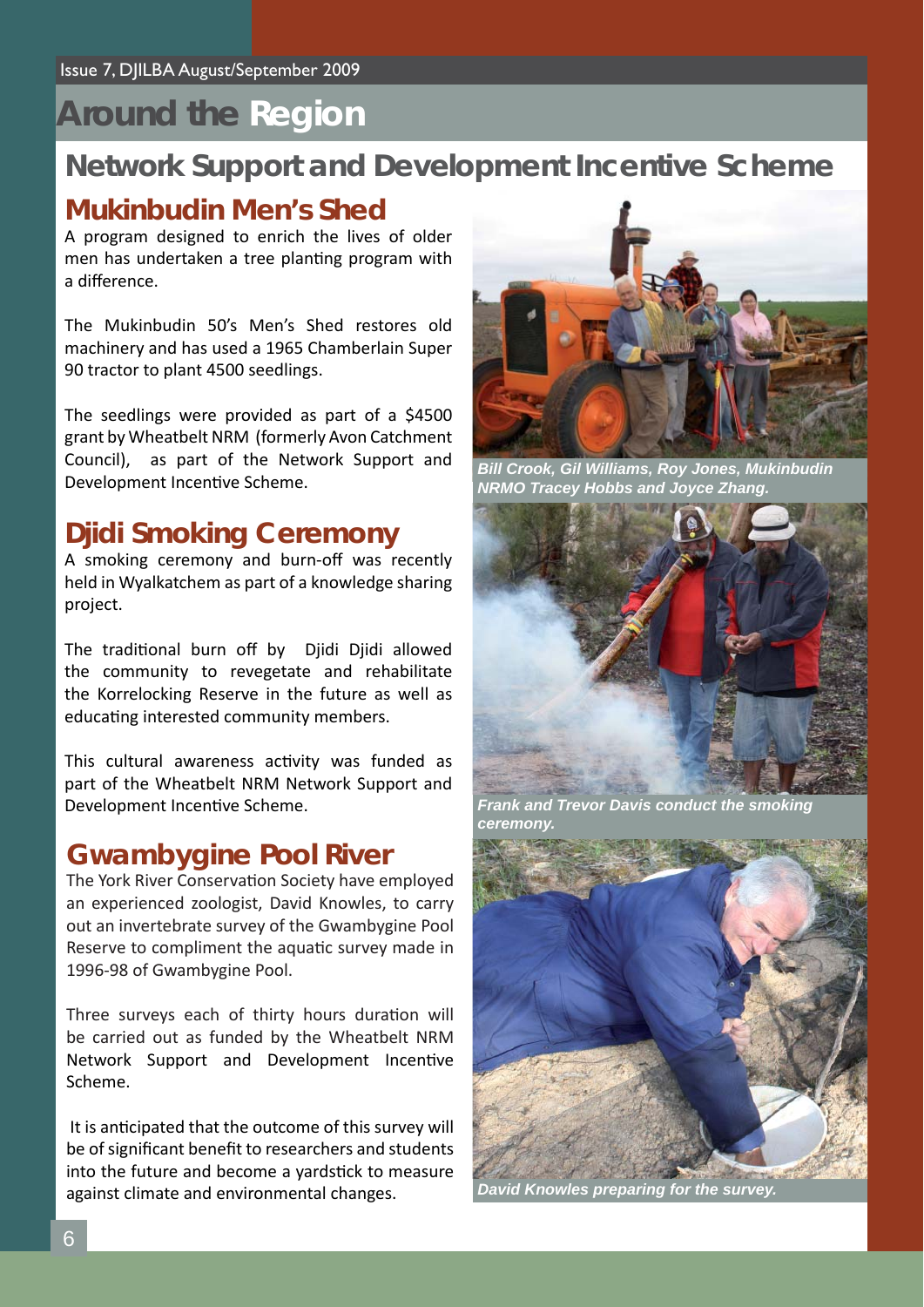# Around the Region

## Network Support and Development Incentive Scheme

### Mukinbudin Men's Shed

A program designed to enrich the lives of older men has undertaken a tree planting program with a difference.

The Mukinbudin 50's Men's Shed restores old machinery and has used a 1965 Chamberlain Super 90 tractor to plant 4500 seedlings.

The seedlings were provided as part of a $4500 grant by Wheatbelt NRM (formerly Avon Catchment Council), as part of the Network Support and Development Incentive Scheme.

*Bill Crook, Gil Williams, Roy Jones, Mukinbudin NRMO Tracey Hobbs and Joyce Zhang.*

### Djidi Smoking Ceremony

A smoking ceremony and burn-off was recently held in Wyalkatchem as part of a knowledge sharing project.

The traditional burn off by Djidi Djidi allowed the community to revegetate and rehabilitate the Korrelocking Reserve in the future as well as educating interested community members.

This cultural awareness activity was funded as part of the Wheatbelt NRM Network Support and Development Incentive Scheme.

*Frank and Trevor Davis conduct the smoking ceremony.*

### Gwambygine Pool River

The York River Conservation Society have employed an experienced zoologist, David Knowles, to carry out an invertebrate survey of the Gwambygine Pool Reserve to compliment the aquatic survey made in 1996-98 of Gwambygine Pool.

Three surveys each of thirty hours duration will be carried out as funded by the Wheatbelt NRM Network Support and Development Incentive Scheme.

It is anticipated that the outcome of this survey will be of significant benefit to researchers and students into the future and become a yardstick to measure against climate and environmental changes.

*David Knowles preparing for the survey.*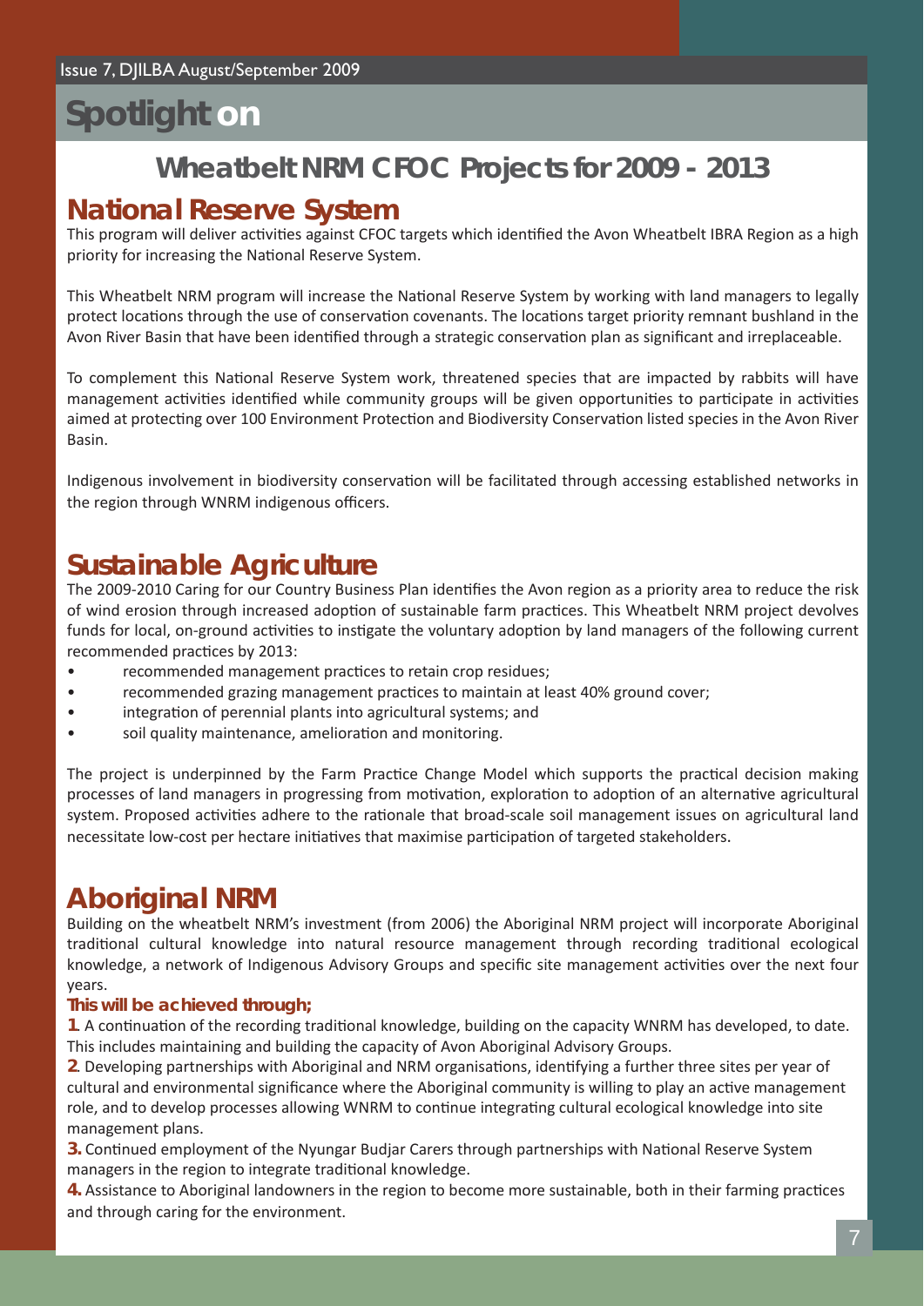# Spotlight on

## Wheatbelt NRM CFOC Projects for 2009 - 2013

### National Reserve System

This program will deliver activities against CFOC targets which identified the Avon Wheatbelt IBRA Region as a high priority for increasing the National Reserve System.

This Wheatbelt NRM program will increase the National Reserve System by working with land managers to legally protect locations through the use of conservation covenants. The locations target priority remnant bushland in the Avon River Basin that have been identified through a strategic conservation plan as significant and irreplaceable.

To complement this National Reserve System work, threatened species that are impacted by rabbits will have management activities identified while community groups will be given opportunities to participate in activities aimed at protecting over 100 Environment Protection and Biodiversity Conservation listed species in the Avon River Basin.

Indigenous involvement in biodiversity conservation will be facilitated through accessing established networks in the region through WNRM indigenous officers.

### Sustainable Agriculture

The 2009-2010 Caring for our Country Business Plan identifies the Avon region as a priority area to reduce the risk of wind erosion through increased adoption of sustainable farm practices. This Wheatbelt NRM project devolves funds for local, on-ground activities to instigate the voluntary adoption by land managers of the following current recommended practices by 2013:

- recommended management practices to retain crop residues;
- recommended grazing management practices to maintain at least 40% ground cover;
- integration of perennial plants into agricultural systems; and
- soil quality maintenance, amelioration and monitoring.

The project is underpinned by the Farm Practice Change Model which supports the practical decision making processes of land managers in progressing from motivation, exploration to adoption of an alternative agricultural system. Proposed activities adhere to the rationale that broad-scale soil management issues on agricultural land necessitate low-cost per hectare initiatives that maximise participation of targeted stakeholders.

### Aboriginal NRM

Building on the wheatbelt NRM's investment (from 2006) the Aboriginal NRM project will incorporate Aboriginal traditional cultural knowledge into natural resource management through recording traditional ecological knowledge, a network of Indigenous Advisory Groups and specific site management activities over the next four years.

**This will be achieved through;**

**1.** A continuation of the recording traditional knowledge, building on the capacity WNRM has developed, to date. This includes maintaining and building the capacity of Avon Aboriginal Advisory Groups.

**2.** Developing partnerships with Aboriginal and NRM organisations, identifying a further three sites per year of cultural and environmental significance where the Aboriginal community is willing to play an active management role, and to develop processes allowing WNRM to continue integrating cultural ecological knowledge into site management plans.

**3.** Continued employment of the Nyungar Budjar Carers through partnerships with National Reserve System managers in the region to integrate traditional knowledge.

**4.** Assistance to Aboriginal landowners in the region to become more sustainable, both in their farming practices and through caring for the environment.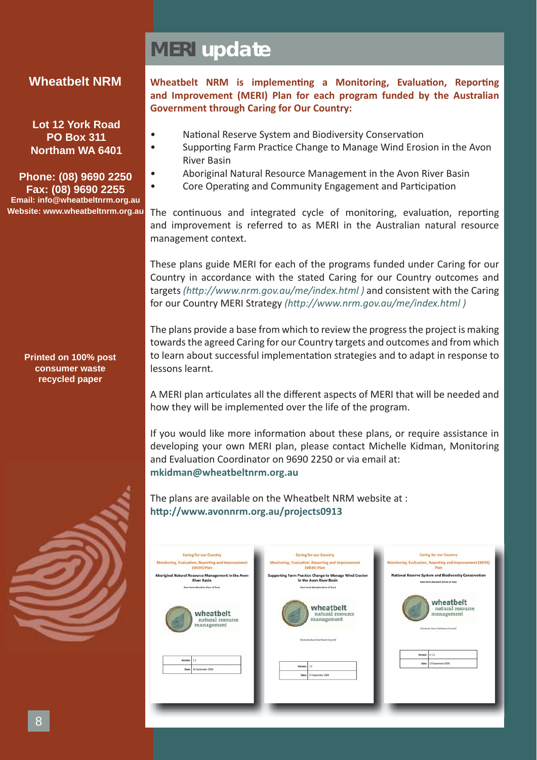# MERI update

## Wheatbelt NRM

Lot 12 York Road
PO Box 311
Northam WA 6401

Phone: (08) 9690 2250
Fax: (08) 9690 2255
Email: info@wheatbeltnrm.org.au
Website: www.wheatbeltnrm.org.au

Printed on 100% post consumer waste recycled paper

**Wheatbelt NRM is implementing a Monitoring, Evaluation, Reporting and Improvement (MERI) Plan for each program funded by the Australian Government through Caring for Our Country:**

- National Reserve System and Biodiversity Conservation
- Supporting Farm Practice Change to Manage Wind Erosion in the Avon River Basin
- Aboriginal Natural Resource Management in the Avon River Basin
- Core Operating and Community Engagement and Participation

The continuous and integrated cycle of monitoring, evaluation, reporting and improvement is referred to as MERI in the Australian natural resource management context.

These plans guide MERI for each of the programs funded under Caring for our Country in accordance with the stated Caring for our Country outcomes and targets *(http://www.nrm.gov.au/me/index.html )* and consistent with the Caring for our Country MERI Strategy *(http://www.nrm.gov.au/me/index.html )*

The plans provide a base from which to review the progress the project is making towards the agreed Caring for our Country targets and outcomes and from which to learn about successful implementation strategies and to adapt in response to lessons learnt.

A MERI plan articulates all the different aspects of MERI that will be needed and how they will be implemented over the life of the program.

If you would like more information about these plans, or require assistance in developing your own MERI plan, please contact Michelle Kidman, Monitoring and Evaluation Coordinator on 9690 2250 or via email at: **mkidman@wheatbeltnrm.org.au**

The plans are available on the Wheatbelt NRM website at : **http://www.avonnrm.org.au/projects0913**